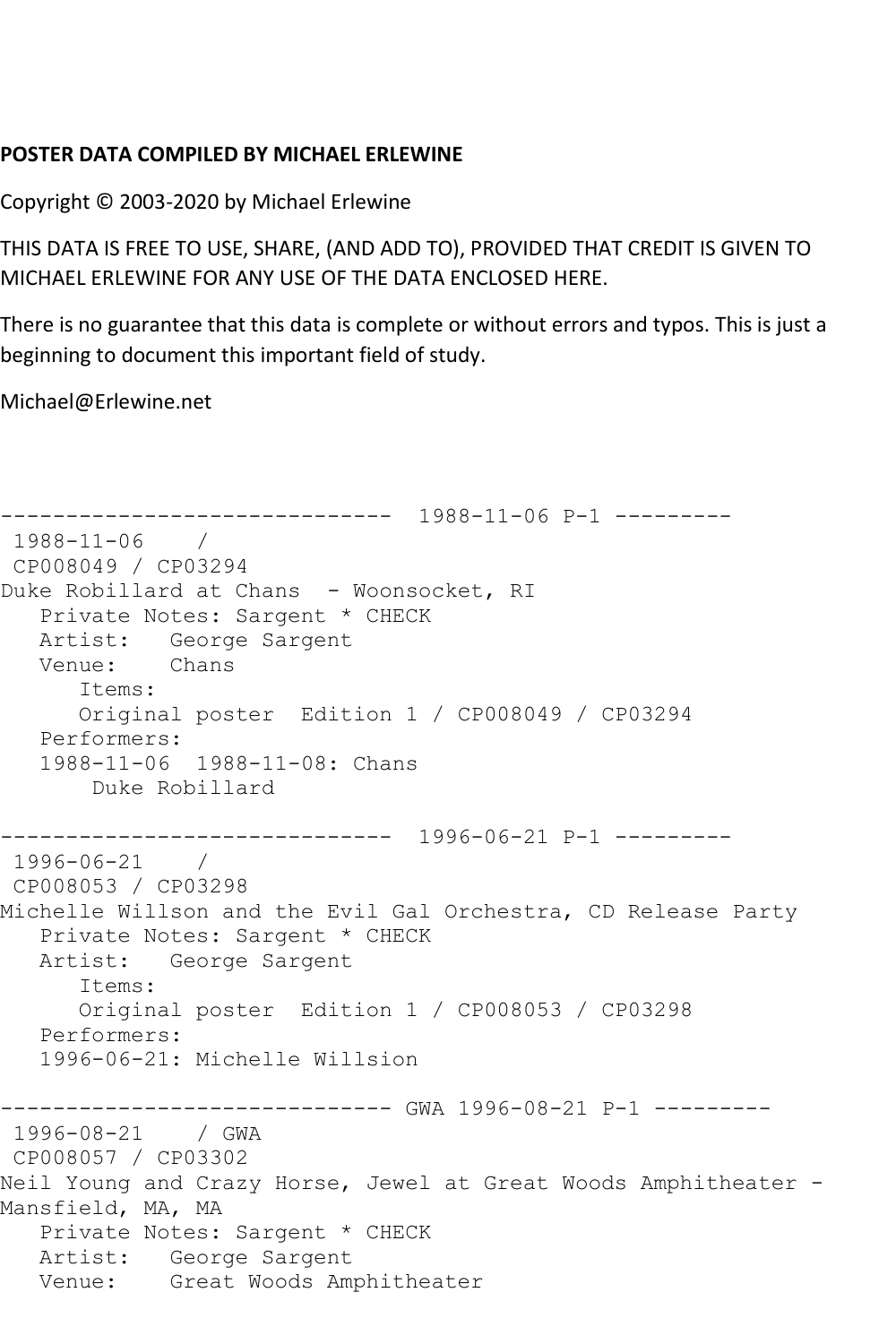**POSTER DATA COMPILED BY MICHAEL ERLEWINE**

Copyright © 2003-2020 by Michael Erlewine

THIS DATA IS FREE TO USE, SHARE, (AND ADD TO), PROVIDED THAT CREDIT IS GIVEN TO MICHAEL ERLEWINE FOR ANY USE OF THE DATA ENCLOSED HERE.

There is no guarantee that this data is complete or without errors and typos. This is just a beginning to document this important field of study.

Michael@Erlewine.net

```
------------------------------  1988-11-06 P-1 ---------
 1988-11-06    /
 CP008049 / CP03294
Duke Robillard at Chans  - Woonsocket, RI
   Private Notes: Sargent * CHECK
   Artist:   George Sargent
   Venue:    Chans
      Items:
      Original poster  Edition 1 / CP008049 / CP03294
   Performers:
   1988-11-06  1988-11-08: Chans
       Duke Robillard

------------------------------  1996-06-21 P-1 ---------
 1996-06-21    /
 CP008053 / CP03298
Michelle Willson and the Evil Gal Orchestra, CD Release Party
   Private Notes: Sargent * CHECK
   Artist:   George Sargent
      Items:
      Original poster  Edition 1 / CP008053 / CP03298
   Performers:
   1996-06-21: Michelle Willsion

------------------------------ GWA 1996-08-21 P-1 ---------
 1996-08-21    / GWA
 CP008057 / CP03302
Neil Young and Crazy Horse, Jewel at Great Woods Amphitheater -
Mansfield, MA, MA
   Private Notes: Sargent * CHECK
   Artist:   George Sargent
   Venue:    Great Woods Amphitheater
```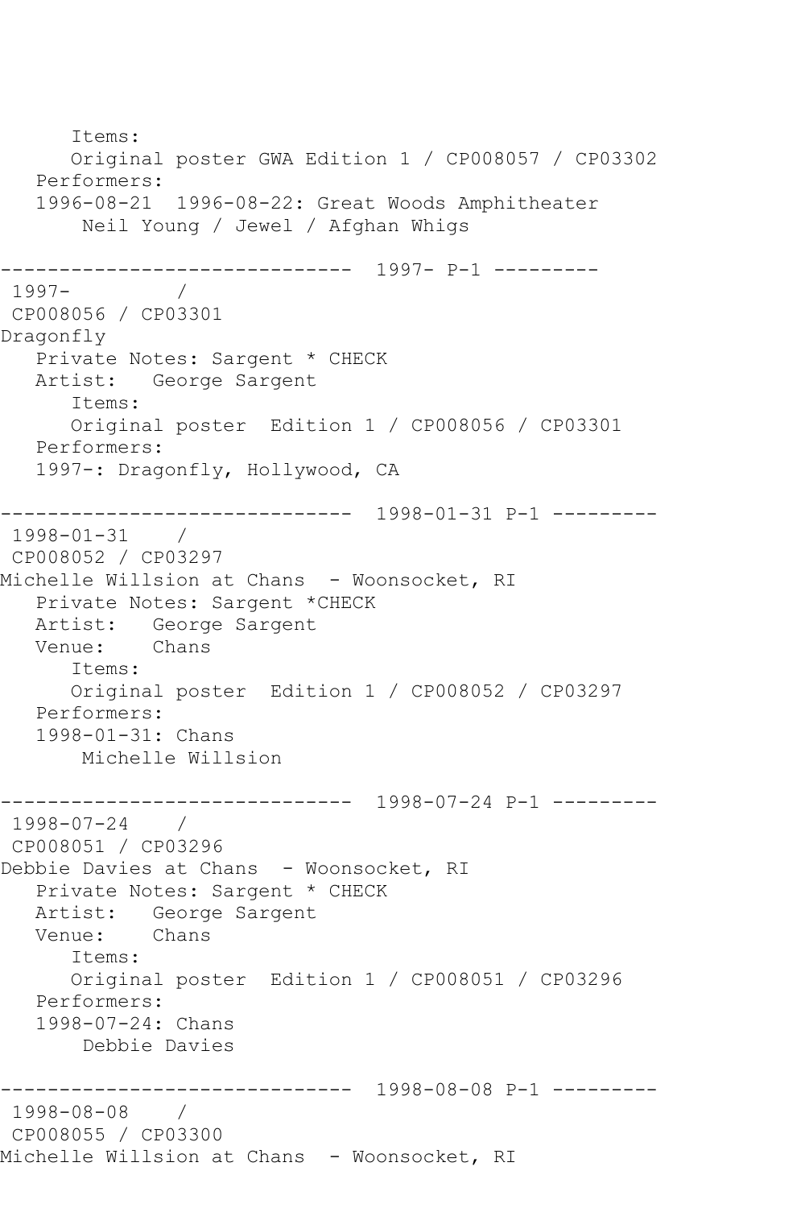```
      Items:
      Original poster GWA Edition 1 / CP008057 / CP03302
   Performers:
   1996-08-21  1996-08-22: Great Woods Amphitheater
       Neil Young / Jewel / Afghan Whigs

------------------------------  1997- P-1 ---------
 1997-         /
 CP008056 / CP03301
Dragonfly
   Private Notes: Sargent * CHECK
   Artist:   George Sargent
      Items:
      Original poster  Edition 1 / CP008056 / CP03301
   Performers:
   1997-: Dragonfly, Hollywood, CA

------------------------------  1998-01-31 P-1 ---------
 1998-01-31    /
 CP008052 / CP03297
Michelle Willsion at Chans  - Woonsocket, RI
   Private Notes: Sargent *CHECK
   Artist:   George Sargent
   Venue:    Chans
      Items:
      Original poster  Edition 1 / CP008052 / CP03297
   Performers:
   1998-01-31: Chans
       Michelle Willsion

------------------------------  1998-07-24 P-1 ---------
 1998-07-24    /
 CP008051 / CP03296
Debbie Davies at Chans  - Woonsocket, RI
   Private Notes: Sargent * CHECK
   Artist:   George Sargent
   Venue:    Chans
      Items:
      Original poster  Edition 1 / CP008051 / CP03296
   Performers:
   1998-07-24: Chans
       Debbie Davies

------------------------------  1998-08-08 P-1 ---------
 1998-08-08    /
 CP008055 / CP03300
Michelle Willsion at Chans  - Woonsocket, RI
```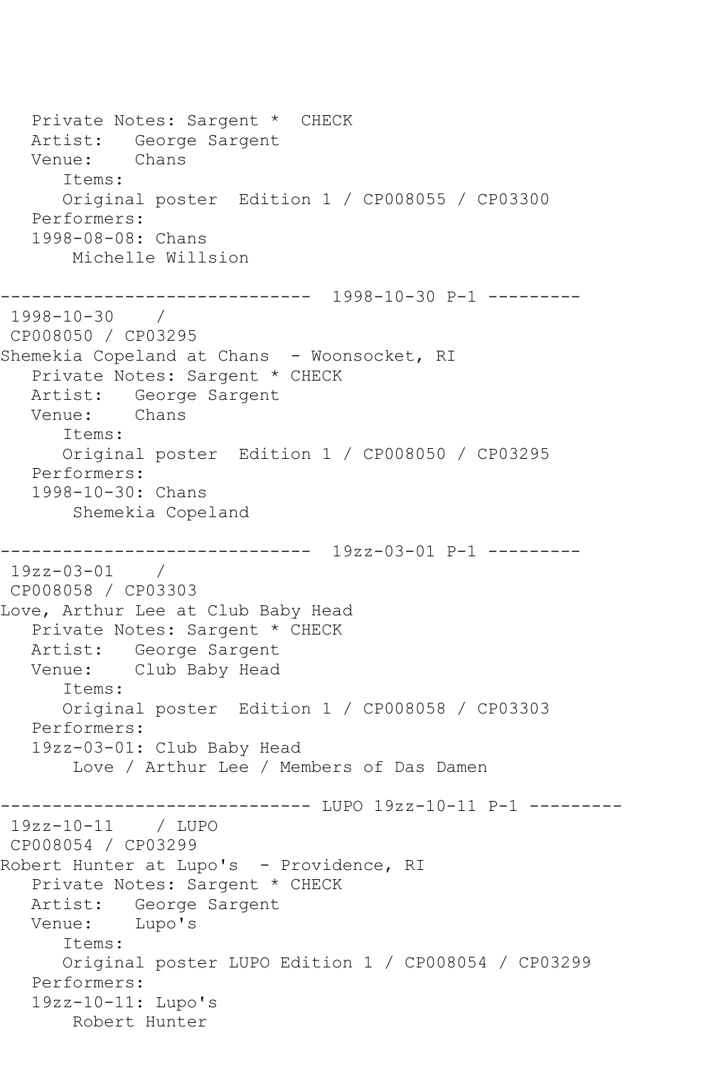```
   Private Notes: Sargent *  CHECK
   Artist:   George Sargent
   Venue:    Chans
      Items:
      Original poster  Edition 1 / CP008055 / CP03300
   Performers:
   1998-08-08: Chans
       Michelle Willsion

------------------------------  1998-10-30 P-1 ---------
 1998-10-30    /
 CP008050 / CP03295
Shemekia Copeland at Chans  - Woonsocket, RI
   Private Notes: Sargent * CHECK
   Artist:   George Sargent
   Venue:    Chans
      Items:
      Original poster  Edition 1 / CP008050 / CP03295
   Performers:
   1998-10-30: Chans
       Shemekia Copeland

------------------------------  19zz-03-01 P-1 ---------
 19zz-03-01    /
 CP008058 / CP03303
Love, Arthur Lee at Club Baby Head
   Private Notes: Sargent * CHECK
   Artist:   George Sargent
   Venue:    Club Baby Head
      Items:
      Original poster  Edition 1 / CP008058 / CP03303
   Performers:
   19zz-03-01: Club Baby Head
       Love / Arthur Lee / Members of Das Damen

------------------------------ LUPO 19zz-10-11 P-1 ---------
 19zz-10-11    / LUPO
 CP008054 / CP03299
Robert Hunter at Lupo's  - Providence, RI
   Private Notes: Sargent * CHECK
   Artist:   George Sargent
   Venue:    Lupo's
      Items:
      Original poster LUPO Edition 1 / CP008054 / CP03299
   Performers:
   19zz-10-11: Lupo's
       Robert Hunter
```